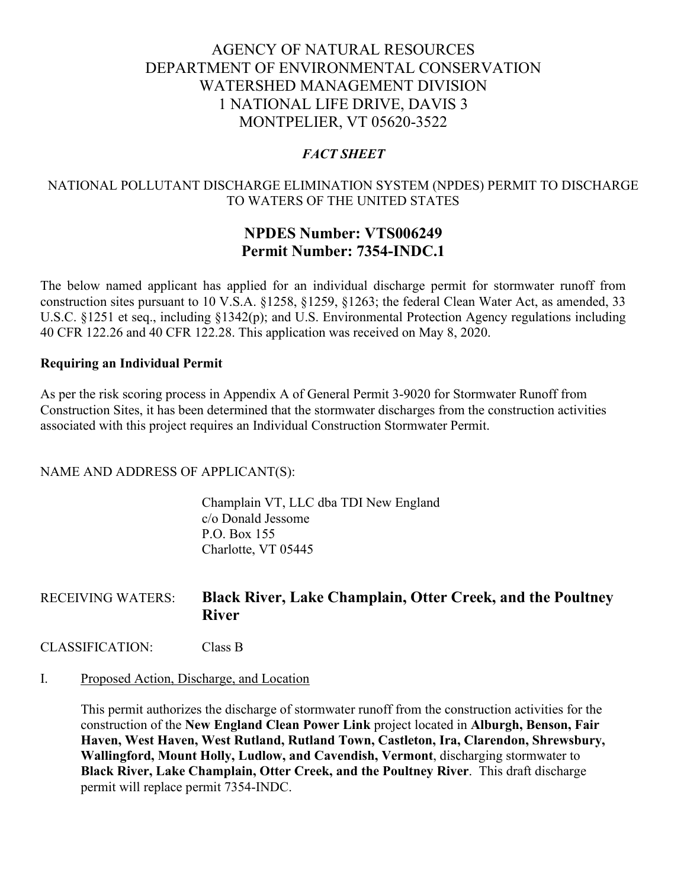# AGENCY OF NATURAL RESOURCES
# DEPARTMENT OF ENVIRONMENTAL CONSERVATION
# WATERSHED MANAGEMENT DIVISION
# 1 NATIONAL LIFE DRIVE, DAVIS 3
# MONTPELIER, VT 05620-3522

***FACT SHEET***

NATIONAL POLLUTANT DISCHARGE ELIMINATION SYSTEM (NPDES) PERMIT TO DISCHARGE TO WATERS OF THE UNITED STATES

## NPDES Number: VTS006249
## Permit Number: 7354-INDC.1

The below named applicant has applied for an individual discharge permit for stormwater runoff from construction sites pursuant to 10 V.S.A. §1258, §1259, §1263; the federal Clean Water Act, as amended, 33 U.S.C. §1251 et seq., including §1342(p); and U.S. Environmental Protection Agency regulations including 40 CFR 122.26 and 40 CFR 122.28. This application was received on May 8, 2020.

**Requiring an Individual Permit**

As per the risk scoring process in Appendix A of General Permit 3-9020 for Stormwater Runoff from Construction Sites, it has been determined that the stormwater discharges from the construction activities associated with this project requires an Individual Construction Stormwater Permit.

NAME AND ADDRESS OF APPLICANT(S):

Champlain VT, LLC dba TDI New England
c/o Donald Jessome
P.O. Box 155
Charlotte, VT 05445

RECEIVING WATERS: **Black River, Lake Champlain, Otter Creek, and the Poultney River**

CLASSIFICATION: Class B

I. Proposed Action, Discharge, and Location

This permit authorizes the discharge of stormwater runoff from the construction activities for the construction of the **New England Clean Power Link** project located in **Alburgh, Benson, Fair Haven, West Haven, West Rutland, Rutland Town, Castleton, Ira, Clarendon, Shrewsbury, Wallingford, Mount Holly, Ludlow, and Cavendish, Vermont**, discharging stormwater to **Black River, Lake Champlain, Otter Creek, and the Poultney River**. This draft discharge permit will replace permit 7354-INDC.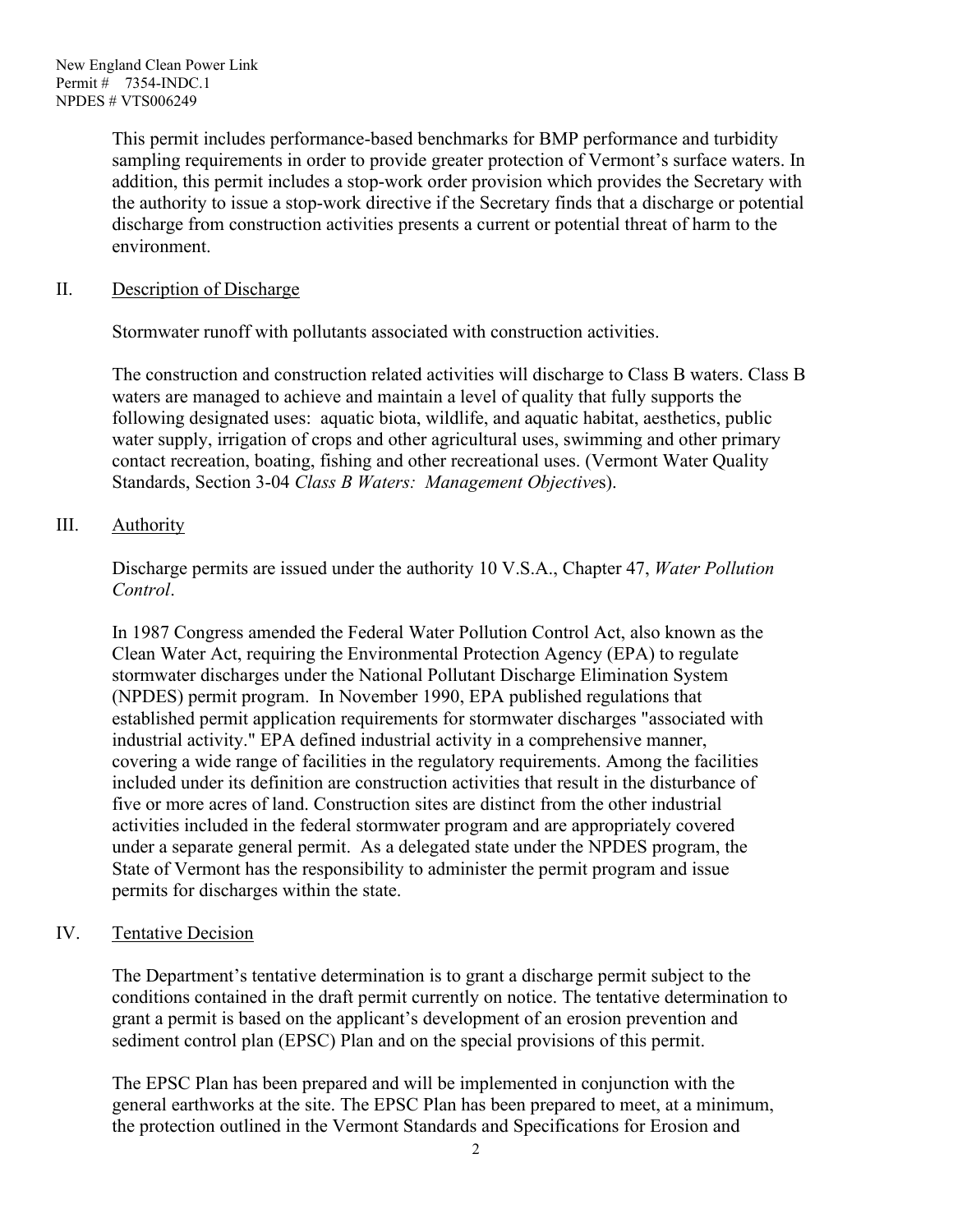This permit includes performance-based benchmarks for BMP performance and turbidity sampling requirements in order to provide greater protection of Vermont's surface waters. In addition, this permit includes a stop-work order provision which provides the Secretary with the authority to issue a stop-work directive if the Secretary finds that a discharge or potential discharge from construction activities presents a current or potential threat of harm to the environment.

## II. Description of Discharge

Stormwater runoff with pollutants associated with construction activities.

The construction and construction related activities will discharge to Class B waters. Class B waters are managed to achieve and maintain a level of quality that fully supports the following designated uses: aquatic biota, wildlife, and aquatic habitat, aesthetics, public water supply, irrigation of crops and other agricultural uses, swimming and other primary contact recreation, boating, fishing and other recreational uses. (Vermont Water Quality Standards, Section 3-04 *Class B Waters: Management Objectives*).

## III. Authority

Discharge permits are issued under the authority 10 V.S.A., Chapter 47, *Water Pollution Control*.

In 1987 Congress amended the Federal Water Pollution Control Act, also known as the Clean Water Act, requiring the Environmental Protection Agency (EPA) to regulate stormwater discharges under the National Pollutant Discharge Elimination System (NPDES) permit program. In November 1990, EPA published regulations that established permit application requirements for stormwater discharges "associated with industrial activity." EPA defined industrial activity in a comprehensive manner, covering a wide range of facilities in the regulatory requirements. Among the facilities included under its definition are construction activities that result in the disturbance of five or more acres of land. Construction sites are distinct from the other industrial activities included in the federal stormwater program and are appropriately covered under a separate general permit. As a delegated state under the NPDES program, the State of Vermont has the responsibility to administer the permit program and issue permits for discharges within the state.

## IV. Tentative Decision

The Department's tentative determination is to grant a discharge permit subject to the conditions contained in the draft permit currently on notice. The tentative determination to grant a permit is based on the applicant's development of an erosion prevention and sediment control plan (EPSC) Plan and on the special provisions of this permit.

The EPSC Plan has been prepared and will be implemented in conjunction with the general earthworks at the site. The EPSC Plan has been prepared to meet, at a minimum, the protection outlined in the Vermont Standards and Specifications for Erosion and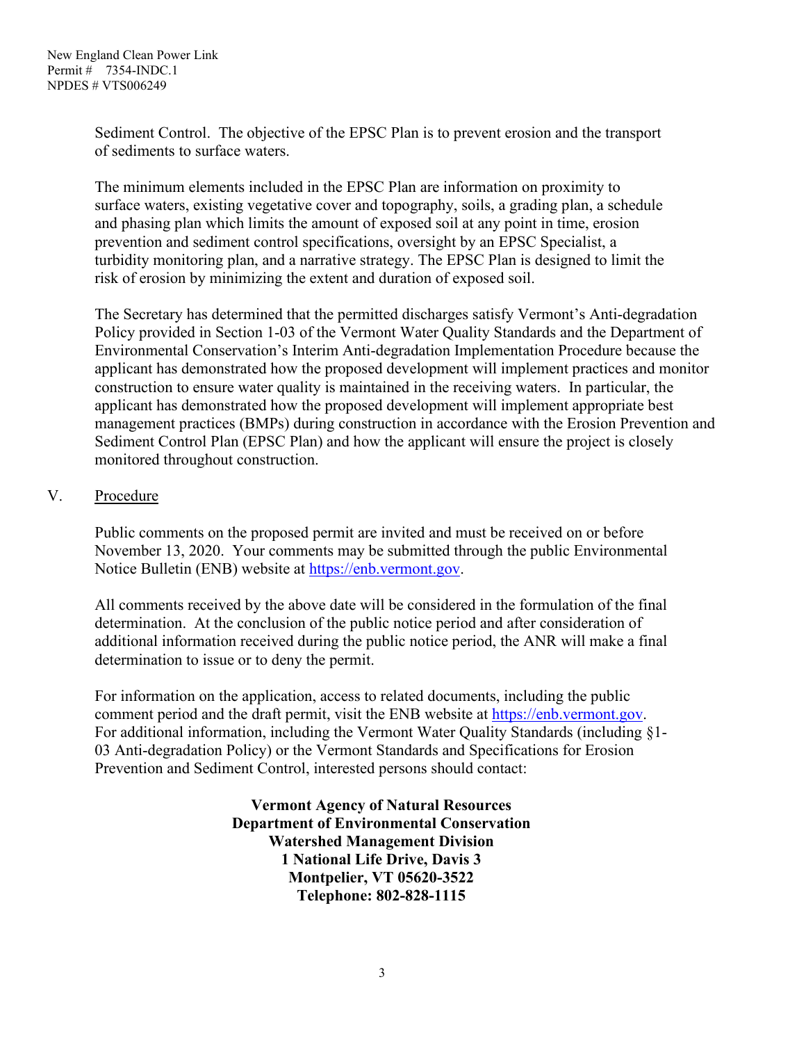Sediment Control. The objective of the EPSC Plan is to prevent erosion and the transport of sediments to surface waters.

The minimum elements included in the EPSC Plan are information on proximity to surface waters, existing vegetative cover and topography, soils, a grading plan, a schedule and phasing plan which limits the amount of exposed soil at any point in time, erosion prevention and sediment control specifications, oversight by an EPSC Specialist, a turbidity monitoring plan, and a narrative strategy. The EPSC Plan is designed to limit the risk of erosion by minimizing the extent and duration of exposed soil.

The Secretary has determined that the permitted discharges satisfy Vermont's Anti-degradation Policy provided in Section 1-03 of the Vermont Water Quality Standards and the Department of Environmental Conservation's Interim Anti-degradation Implementation Procedure because the applicant has demonstrated how the proposed development will implement practices and monitor construction to ensure water quality is maintained in the receiving waters. In particular, the applicant has demonstrated how the proposed development will implement appropriate best management practices (BMPs) during construction in accordance with the Erosion Prevention and Sediment Control Plan (EPSC Plan) and how the applicant will ensure the project is closely monitored throughout construction.

## V. Procedure

Public comments on the proposed permit are invited and must be received on or before November 13, 2020. Your comments may be submitted through the public Environmental Notice Bulletin (ENB) website at https://enb.vermont.gov.

All comments received by the above date will be considered in the formulation of the final determination. At the conclusion of the public notice period and after consideration of additional information received during the public notice period, the ANR will make a final determination to issue or to deny the permit.

For information on the application, access to related documents, including the public comment period and the draft permit, visit the ENB website at https://enb.vermont.gov. For additional information, including the Vermont Water Quality Standards (including §1-03 Anti-degradation Policy) or the Vermont Standards and Specifications for Erosion Prevention and Sediment Control, interested persons should contact:

**Vermont Agency of Natural Resources**
**Department of Environmental Conservation**
**Watershed Management Division**
**1 National Life Drive, Davis 3**
**Montpelier, VT 05620-3522**
**Telephone: 802-828-1115**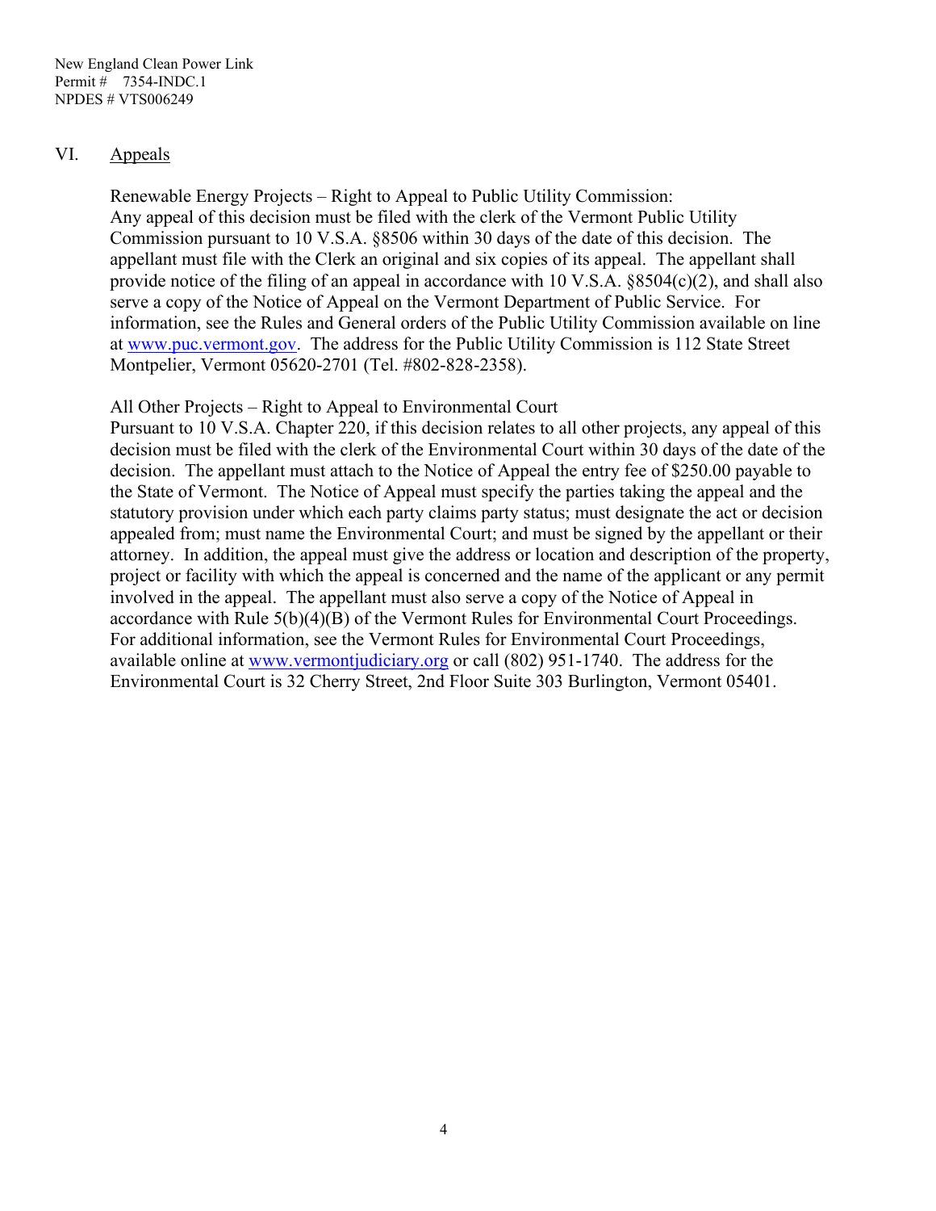New England Clean Power Link
Permit # 7354-INDC.1
NPDES # VTS006249

## VI. Appeals

Renewable Energy Projects – Right to Appeal to Public Utility Commission:
Any appeal of this decision must be filed with the clerk of the Vermont Public Utility Commission pursuant to 10 V.S.A. §8506 within 30 days of the date of this decision. The appellant must file with the Clerk an original and six copies of its appeal. The appellant shall provide notice of the filing of an appeal in accordance with 10 V.S.A. §8504(c)(2), and shall also serve a copy of the Notice of Appeal on the Vermont Department of Public Service. For information, see the Rules and General orders of the Public Utility Commission available on line at [www.puc.vermont.gov](http://www.puc.vermont.gov). The address for the Public Utility Commission is 112 State Street Montpelier, Vermont 05620-2701 (Tel. #802-828-2358).

All Other Projects – Right to Appeal to Environmental Court
Pursuant to 10 V.S.A. Chapter 220, if this decision relates to all other projects, any appeal of this decision must be filed with the clerk of the Environmental Court within 30 days of the date of the decision. The appellant must attach to the Notice of Appeal the entry fee of $250.00 payable to the State of Vermont. The Notice of Appeal must specify the parties taking the appeal and the statutory provision under which each party claims party status; must designate the act or decision appealed from; must name the Environmental Court; and must be signed by the appellant or their attorney. In addition, the appeal must give the address or location and description of the property, project or facility with which the appeal is concerned and the name of the applicant or any permit involved in the appeal. The appellant must also serve a copy of the Notice of Appeal in accordance with Rule 5(b)(4)(B) of the Vermont Rules for Environmental Court Proceedings. For additional information, see the Vermont Rules for Environmental Court Proceedings, available online at [www.vermontjudiciary.org](http://www.vermontjudiciary.org) or call (802) 951-1740. The address for the Environmental Court is 32 Cherry Street, 2nd Floor Suite 303 Burlington, Vermont 05401.